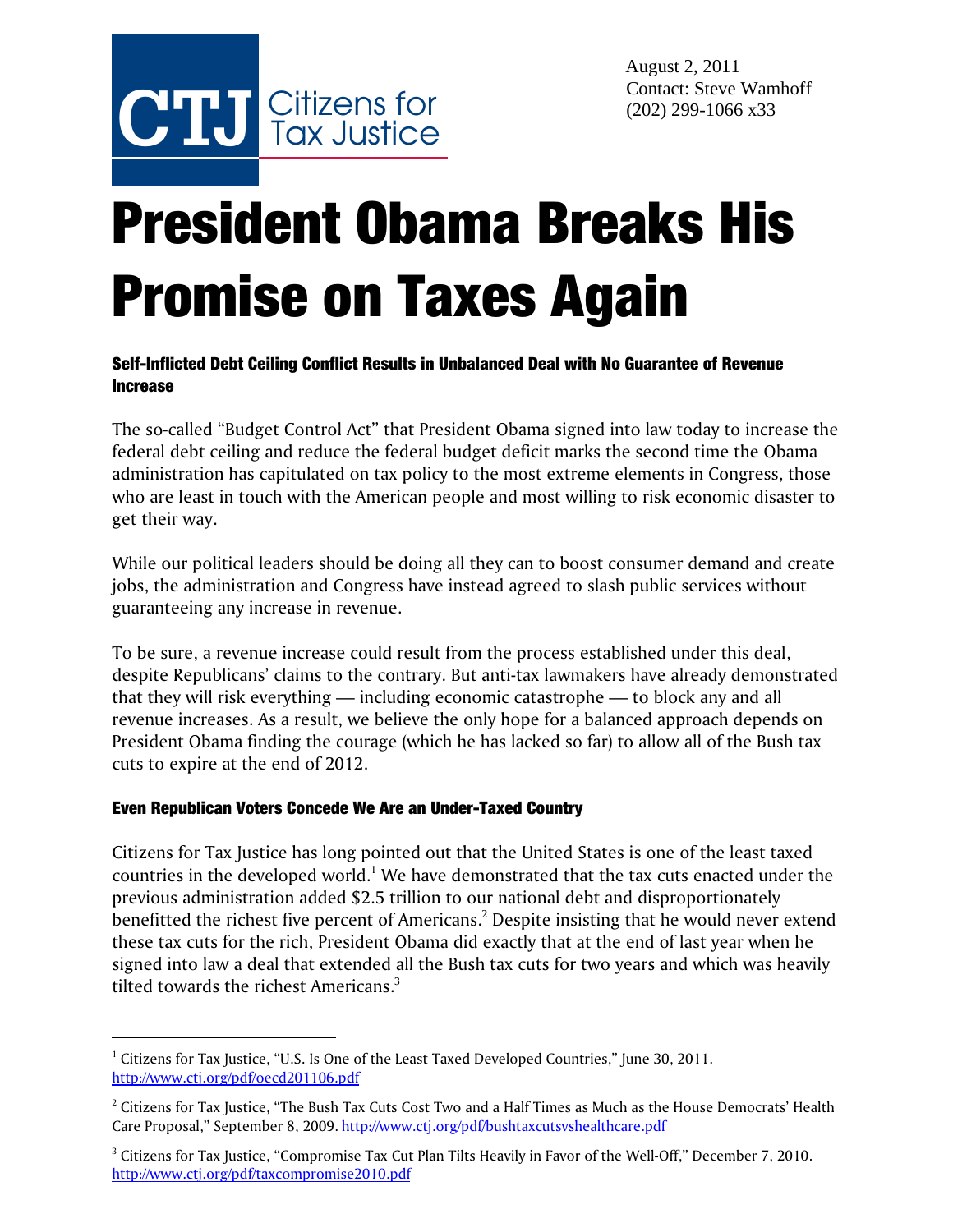CTJ Citizens for Tax Justice

August 2, 2011
Contact: Steve Wamhoff
(202) 299-1066 x33

# President Obama Breaks His Promise on Taxes Again

### Self-Inflicted Debt Ceiling Conflict Results in Unbalanced Deal with No Guarantee of Revenue Increase

The so-called "Budget Control Act" that President Obama signed into law today to increase the federal debt ceiling and reduce the federal budget deficit marks the second time the Obama administration has capitulated on tax policy to the most extreme elements in Congress, those who are least in touch with the American people and most willing to risk economic disaster to get their way.

While our political leaders should be doing all they can to boost consumer demand and create jobs, the administration and Congress have instead agreed to slash public services without guaranteeing any increase in revenue.

To be sure, a revenue increase could result from the process established under this deal, despite Republicans' claims to the contrary. But anti-tax lawmakers have already demonstrated that they will risk everything — including economic catastrophe — to block any and all revenue increases. As a result, we believe the only hope for a balanced approach depends on President Obama finding the courage (which he has lacked so far) to allow all of the Bush tax cuts to expire at the end of 2012.

### Even Republican Voters Concede We Are an Under-Taxed Country

Citizens for Tax Justice has long pointed out that the United States is one of the least taxed countries in the developed world.[1] We have demonstrated that the tax cuts enacted under the previous administration added $2.5 trillion to our national debt and disproportionately benefitted the richest five percent of Americans.[2] Despite insisting that he would never extend these tax cuts for the rich, President Obama did exactly that at the end of last year when he signed into law a deal that extended all the Bush tax cuts for two years and which was heavily tilted towards the richest Americans.[3]

---

[1] Citizens for Tax Justice, "U.S. Is One of the Least Taxed Developed Countries," June 30, 2011. http://www.ctj.org/pdf/oecd201106.pdf

[2] Citizens for Tax Justice, "The Bush Tax Cuts Cost Two and a Half Times as Much as the House Democrats' Health Care Proposal," September 8, 2009. http://www.ctj.org/pdf/bushtaxcutsvshealthcare.pdf

[3] Citizens for Tax Justice, "Compromise Tax Cut Plan Tilts Heavily in Favor of the Well-Off," December 7, 2010. http://www.ctj.org/pdf/taxcompromise2010.pdf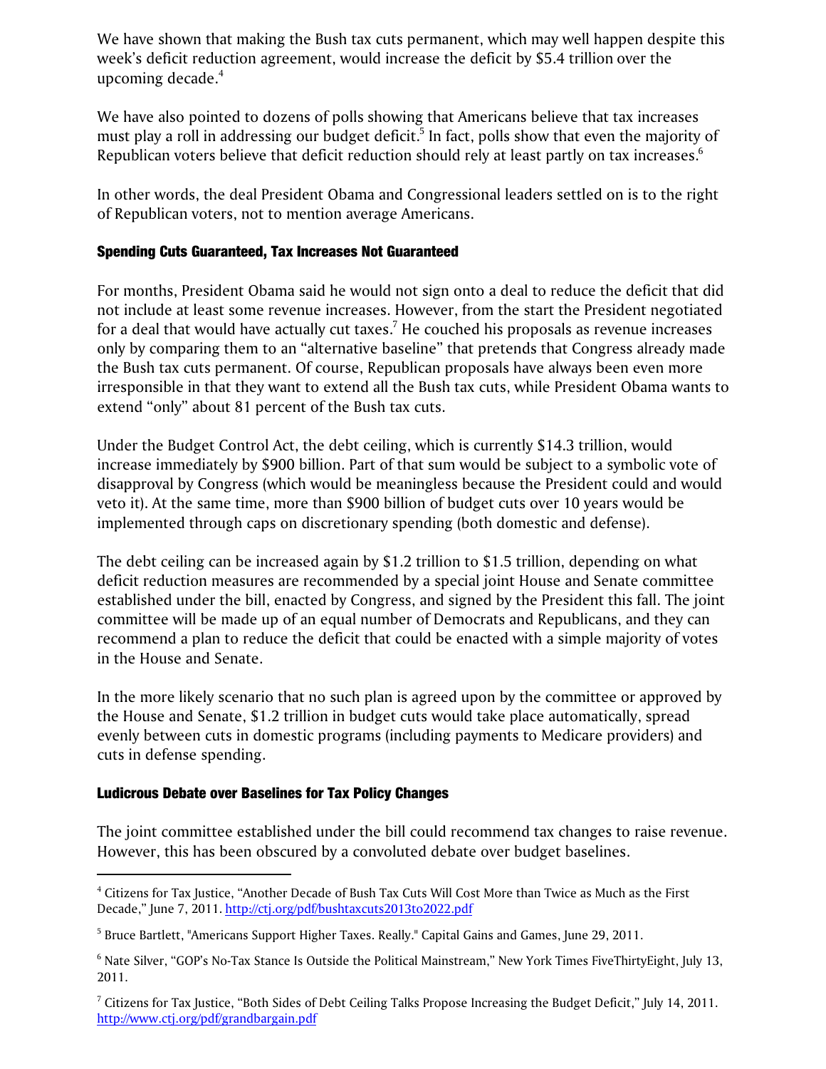We have shown that making the Bush tax cuts permanent, which may well happen despite this week's deficit reduction agreement, would increase the deficit by $5.4 trillion over the upcoming decade.[4]

We have also pointed to dozens of polls showing that Americans believe that tax increases must play a roll in addressing our budget deficit.[5] In fact, polls show that even the majority of Republican voters believe that deficit reduction should rely at least partly on tax increases.[6]

In other words, the deal President Obama and Congressional leaders settled on is to the right of Republican voters, not to mention average Americans.

### Spending Cuts Guaranteed, Tax Increases Not Guaranteed

For months, President Obama said he would not sign onto a deal to reduce the deficit that did not include at least some revenue increases. However, from the start the President negotiated for a deal that would have actually cut taxes.[7] He couched his proposals as revenue increases only by comparing them to an "alternative baseline" that pretends that Congress already made the Bush tax cuts permanent. Of course, Republican proposals have always been even more irresponsible in that they want to extend all the Bush tax cuts, while President Obama wants to extend "only" about 81 percent of the Bush tax cuts.

Under the Budget Control Act, the debt ceiling, which is currently $14.3 trillion, would increase immediately by $900 billion. Part of that sum would be subject to a symbolic vote of disapproval by Congress (which would be meaningless because the President could and would veto it). At the same time, more than $900 billion of budget cuts over 10 years would be implemented through caps on discretionary spending (both domestic and defense).

The debt ceiling can be increased again by $1.2 trillion to $1.5 trillion, depending on what deficit reduction measures are recommended by a special joint House and Senate committee established under the bill, enacted by Congress, and signed by the President this fall. The joint committee will be made up of an equal number of Democrats and Republicans, and they can recommend a plan to reduce the deficit that could be enacted with a simple majority of votes in the House and Senate.

In the more likely scenario that no such plan is agreed upon by the committee or approved by the House and Senate, $1.2 trillion in budget cuts would take place automatically, spread evenly between cuts in domestic programs (including payments to Medicare providers) and cuts in defense spending.

### Ludicrous Debate over Baselines for Tax Policy Changes

The joint committee established under the bill could recommend tax changes to raise revenue. However, this has been obscured by a convoluted debate over budget baselines.

---

[4] Citizens for Tax Justice, "Another Decade of Bush Tax Cuts Will Cost More than Twice as Much as the First Decade," June 7, 2011. http://ctj.org/pdf/bushtaxcuts2013to2022.pdf

[5] Bruce Bartlett, "Americans Support Higher Taxes. Really." Capital Gains and Games, June 29, 2011.

[6] Nate Silver, "GOP's No-Tax Stance Is Outside the Political Mainstream," New York Times FiveThirtyEight, July 13, 2011.

[7] Citizens for Tax Justice, "Both Sides of Debt Ceiling Talks Propose Increasing the Budget Deficit," July 14, 2011. http://www.ctj.org/pdf/grandbargain.pdf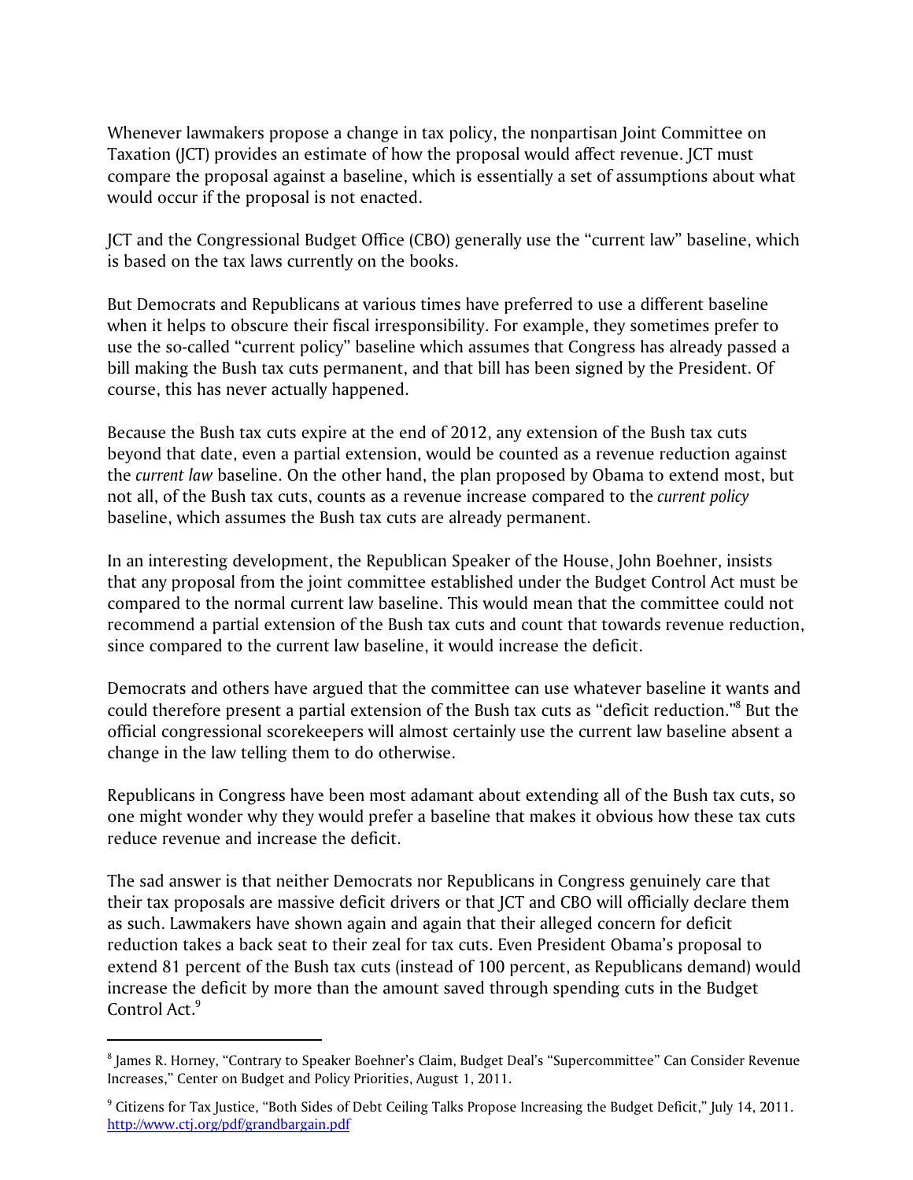Whenever lawmakers propose a change in tax policy, the nonpartisan Joint Committee on Taxation (JCT) provides an estimate of how the proposal would affect revenue. JCT must compare the proposal against a baseline, which is essentially a set of assumptions about what would occur if the proposal is not enacted.

JCT and the Congressional Budget Office (CBO) generally use the "current law" baseline, which is based on the tax laws currently on the books.

But Democrats and Republicans at various times have preferred to use a different baseline when it helps to obscure their fiscal irresponsibility. For example, they sometimes prefer to use the so-called "current policy" baseline which assumes that Congress has already passed a bill making the Bush tax cuts permanent, and that bill has been signed by the President. Of course, this has never actually happened.

Because the Bush tax cuts expire at the end of 2012, any extension of the Bush tax cuts beyond that date, even a partial extension, would be counted as a revenue reduction against the *current law* baseline. On the other hand, the plan proposed by Obama to extend most, but not all, of the Bush tax cuts, counts as a revenue increase compared to the *current policy* baseline, which assumes the Bush tax cuts are already permanent.

In an interesting development, the Republican Speaker of the House, John Boehner, insists that any proposal from the joint committee established under the Budget Control Act must be compared to the normal current law baseline. This would mean that the committee could not recommend a partial extension of the Bush tax cuts and count that towards revenue reduction, since compared to the current law baseline, it would increase the deficit.

Democrats and others have argued that the committee can use whatever baseline it wants and could therefore present a partial extension of the Bush tax cuts as "deficit reduction."[8] But the official congressional scorekeepers will almost certainly use the current law baseline absent a change in the law telling them to do otherwise.

Republicans in Congress have been most adamant about extending all of the Bush tax cuts, so one might wonder why they would prefer a baseline that makes it obvious how these tax cuts reduce revenue and increase the deficit.

The sad answer is that neither Democrats nor Republicans in Congress genuinely care that their tax proposals are massive deficit drivers or that JCT and CBO will officially declare them as such. Lawmakers have shown again and again that their alleged concern for deficit reduction takes a back seat to their zeal for tax cuts. Even President Obama's proposal to extend 81 percent of the Bush tax cuts (instead of 100 percent, as Republicans demand) would increase the deficit by more than the amount saved through spending cuts in the Budget Control Act.[9]

---

[8] James R. Horney, "Contrary to Speaker Boehner's Claim, Budget Deal's "Supercommittee" Can Consider Revenue Increases," Center on Budget and Policy Priorities, August 1, 2011.

[9] Citizens for Tax Justice, "Both Sides of Debt Ceiling Talks Propose Increasing the Budget Deficit," July 14, 2011. http://www.ctj.org/pdf/grandbargain.pdf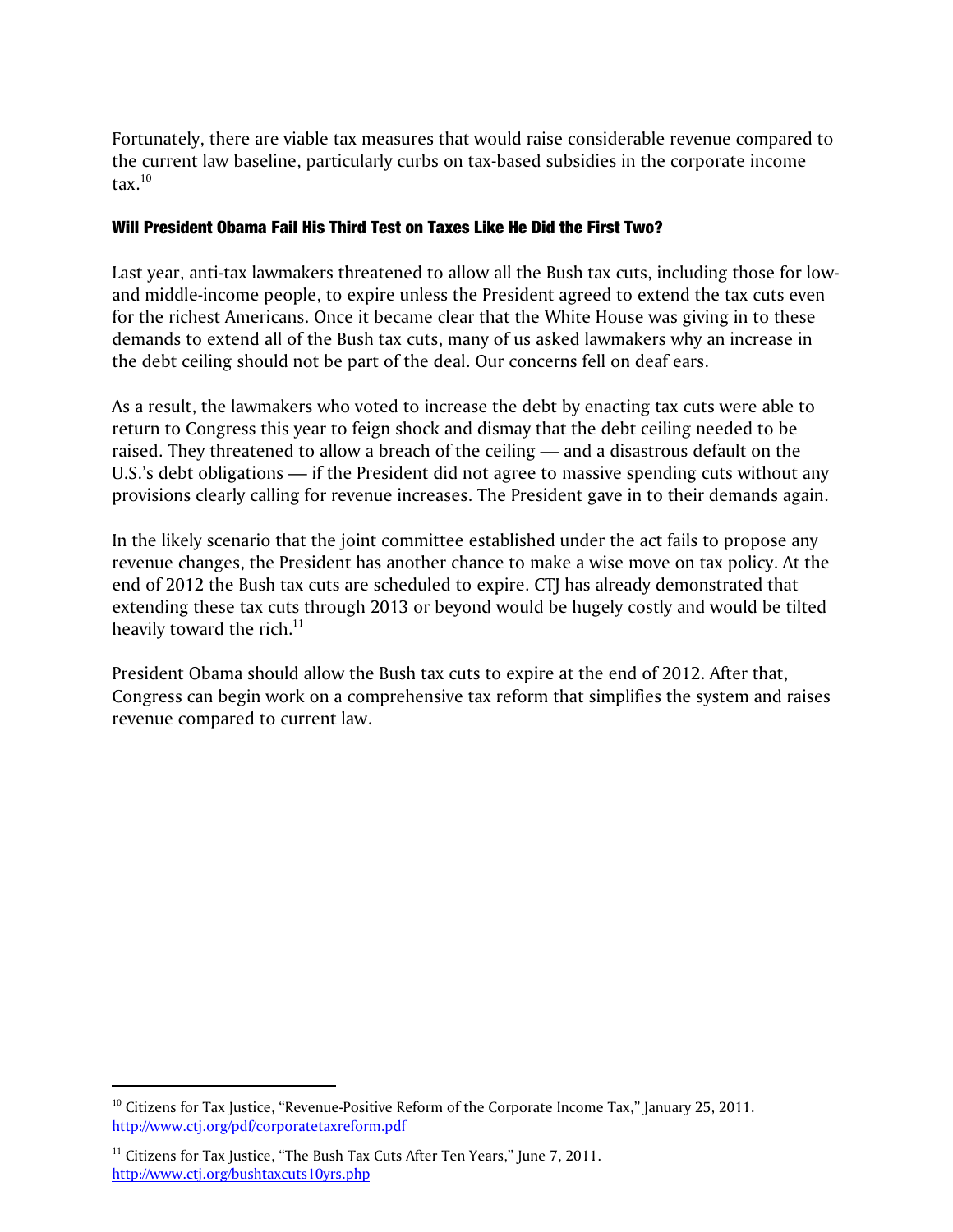Fortunately, there are viable tax measures that would raise considerable revenue compared to the current law baseline, particularly curbs on tax-based subsidies in the corporate income tax.[10]

### Will President Obama Fail His Third Test on Taxes Like He Did the First Two?

Last year, anti-tax lawmakers threatened to allow all the Bush tax cuts, including those for low- and middle-income people, to expire unless the President agreed to extend the tax cuts even for the richest Americans. Once it became clear that the White House was giving in to these demands to extend all of the Bush tax cuts, many of us asked lawmakers why an increase in the debt ceiling should not be part of the deal. Our concerns fell on deaf ears.

As a result, the lawmakers who voted to increase the debt by enacting tax cuts were able to return to Congress this year to feign shock and dismay that the debt ceiling needed to be raised. They threatened to allow a breach of the ceiling — and a disastrous default on the U.S.'s debt obligations — if the President did not agree to massive spending cuts without any provisions clearly calling for revenue increases. The President gave in to their demands again.

In the likely scenario that the joint committee established under the act fails to propose any revenue changes, the President has another chance to make a wise move on tax policy. At the end of 2012 the Bush tax cuts are scheduled to expire. CTJ has already demonstrated that extending these tax cuts through 2013 or beyond would be hugely costly and would be tilted heavily toward the rich.[11]

President Obama should allow the Bush tax cuts to expire at the end of 2012. After that, Congress can begin work on a comprehensive tax reform that simplifies the system and raises revenue compared to current law.

---

[10] Citizens for Tax Justice, "Revenue-Positive Reform of the Corporate Income Tax," January 25, 2011. http://www.ctj.org/pdf/corporatetaxreform.pdf

[11] Citizens for Tax Justice, "The Bush Tax Cuts After Ten Years," June 7, 2011. http://www.ctj.org/bushtaxcuts10yrs.php